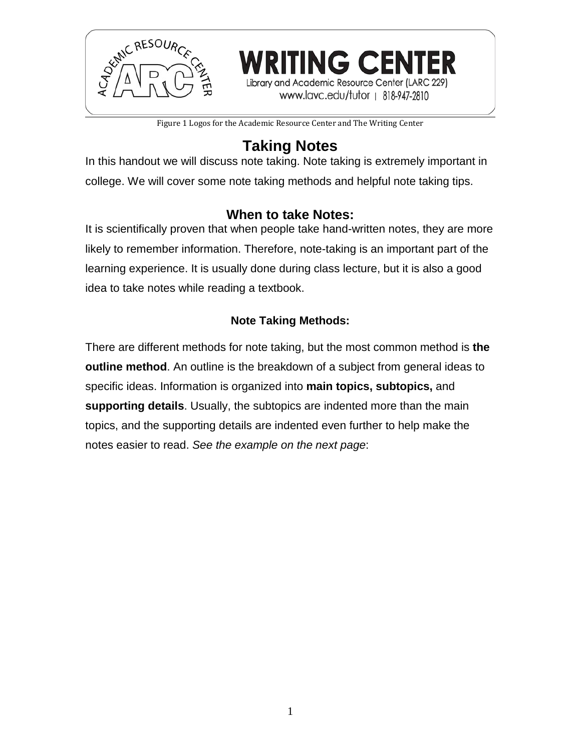WRITING CENTER
Library and Academic Resource Center (LARC 229)
www.lavc.edu/tutor | 818-947-2810

Figure 1 Logos for the Academic Resource Center and The Writing Center

# Taking Notes

In this handout we will discuss note taking. Note taking is extremely important in college. We will cover some note taking methods and helpful note taking tips.

## When to take Notes:

It is scientifically proven that when people take hand-written notes, they are more likely to remember information. Therefore, note-taking is an important part of the learning experience. It is usually done during class lecture, but it is also a good idea to take notes while reading a textbook.

### Note Taking Methods:

There are different methods for note taking, but the most common method is **the outline method**. An outline is the breakdown of a subject from general ideas to specific ideas. Information is organized into **main topics, subtopics,** and **supporting details**. Usually, the subtopics are indented more than the main topics, and the supporting details are indented even further to help make the notes easier to read. *See the example on the next page*: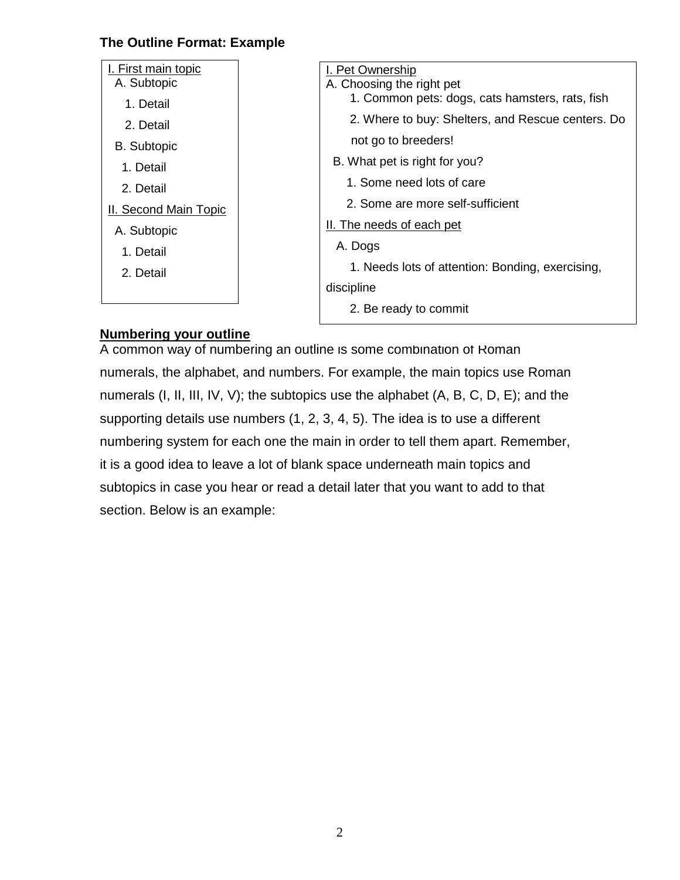**The Outline Format: Example**

I. First main topic
- A. Subtopic
  - 1. Detail
  - 2. Detail
- B. Subtopic
  - 1. Detail
  - 2. Detail

II. Second Main Topic
- A. Subtopic
  - 1. Detail
  - 2. Detail

I. Pet Ownership
- A. Choosing the right pet
  - 1. Common pets: dogs, cats hamsters, rats, fish
  - 2. Where to buy: Shelters, and Rescue centers. Do not go to breeders!
- B. What pet is right for you?
  - 1. Some need lots of care
  - 2. Some are more self-sufficient

II. The needs of each pet
- A. Dogs
  - 1. Needs lots of attention: Bonding, exercising, discipline
  - 2. Be ready to commit

**Numbering your outline**

A common way of numbering an outline is some combination of Roman numerals, the alphabet, and numbers. For example, the main topics use Roman numerals (I, II, III, IV, V); the subtopics use the alphabet (A, B, C, D, E); and the supporting details use numbers (1, 2, 3, 4, 5). The idea is to use a different numbering system for each one the main in order to tell them apart. Remember, it is a good idea to leave a lot of blank space underneath main topics and subtopics in case you hear or read a detail later that you want to add to that section. Below is an example: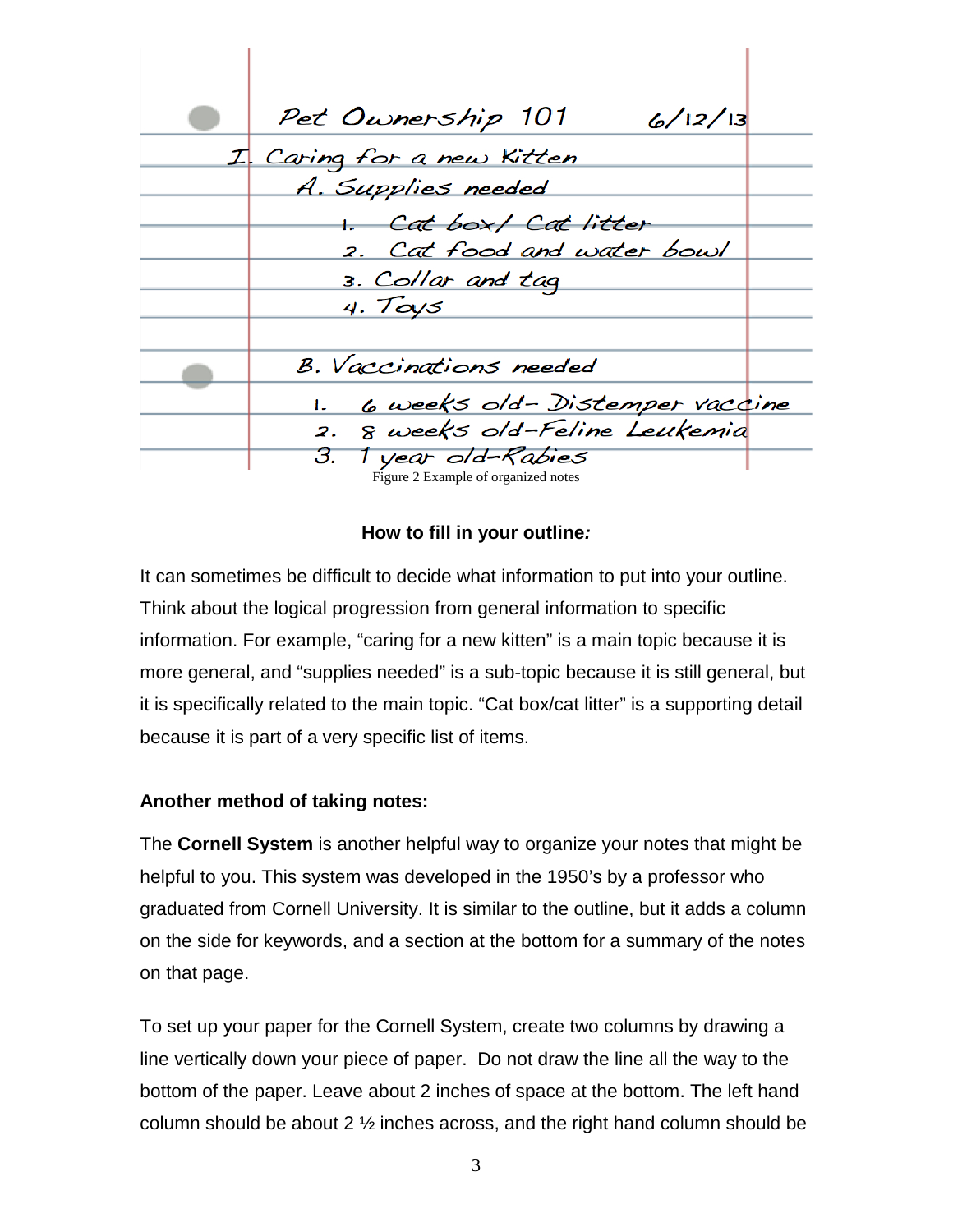Pet Ownership 101 6/12/13

I. Caring for a new Kitten

A. Supplies needed

1. Cat box/ Cat litter
2. Cat food and water bowl
3. Collar and tag
4. Toys

B. Vaccinations needed

1. 6 weeks old– Distemper vaccine
2. 8 weeks old–Feline Leukemia
3. 1 year old–Rabies

Figure 2 Example of organized notes

**How to fill in your outline*:***

It can sometimes be difficult to decide what information to put into your outline. Think about the logical progression from general information to specific information. For example, "caring for a new kitten" is a main topic because it is more general, and "supplies needed" is a sub-topic because it is still general, but it is specifically related to the main topic. "Cat box/cat litter" is a supporting detail because it is part of a very specific list of items.

**Another method of taking notes:**

The **Cornell System** is another helpful way to organize your notes that might be helpful to you. This system was developed in the 1950's by a professor who graduated from Cornell University. It is similar to the outline, but it adds a column on the side for keywords, and a section at the bottom for a summary of the notes on that page.

To set up your paper for the Cornell System, create two columns by drawing a line vertically down your piece of paper. Do not draw the line all the way to the bottom of the paper. Leave about 2 inches of space at the bottom. The left hand column should be about 2 ½ inches across, and the right hand column should be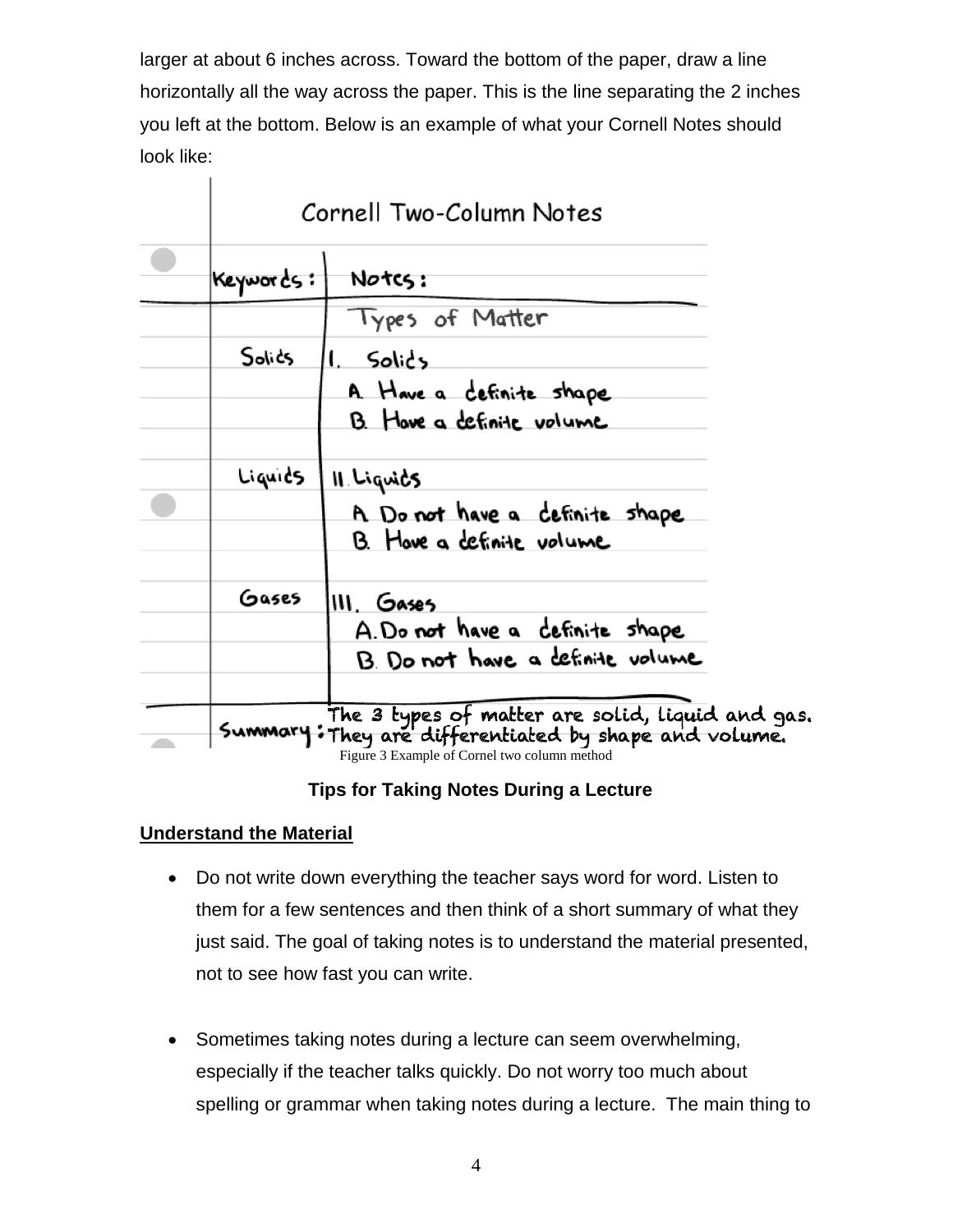larger at about 6 inches across. Toward the bottom of the paper, draw a line horizontally all the way across the paper. This is the line separating the 2 inches you left at the bottom. Below is an example of what your Cornell Notes should look like:

Cornell Two-Column Notes

| Keywords: | Notes: |
|---|---|
| | Types of Matter |
| Solids | I. Solids<br>A. Have a definite shape<br>B. Have a definite volume |
| Liquids | II. Liquids<br>A. Do not have a definite shape<br>B. Have a definite volume |
| Gases | III. Gases<br>A. Do not have a definite shape<br>B. Do not have a definite volume |
| Summary: | The 3 types of matter are solid, liquid and gas. They are differentiated by shape and volume. |

Figure 3 Example of Cornel two column method

**Tips for Taking Notes During a Lecture**

**Understand the Material**

- Do not write down everything the teacher says word for word. Listen to them for a few sentences and then think of a short summary of what they just said. The goal of taking notes is to understand the material presented, not to see how fast you can write.

- Sometimes taking notes during a lecture can seem overwhelming, especially if the teacher talks quickly. Do not worry too much about spelling or grammar when taking notes during a lecture. The main thing to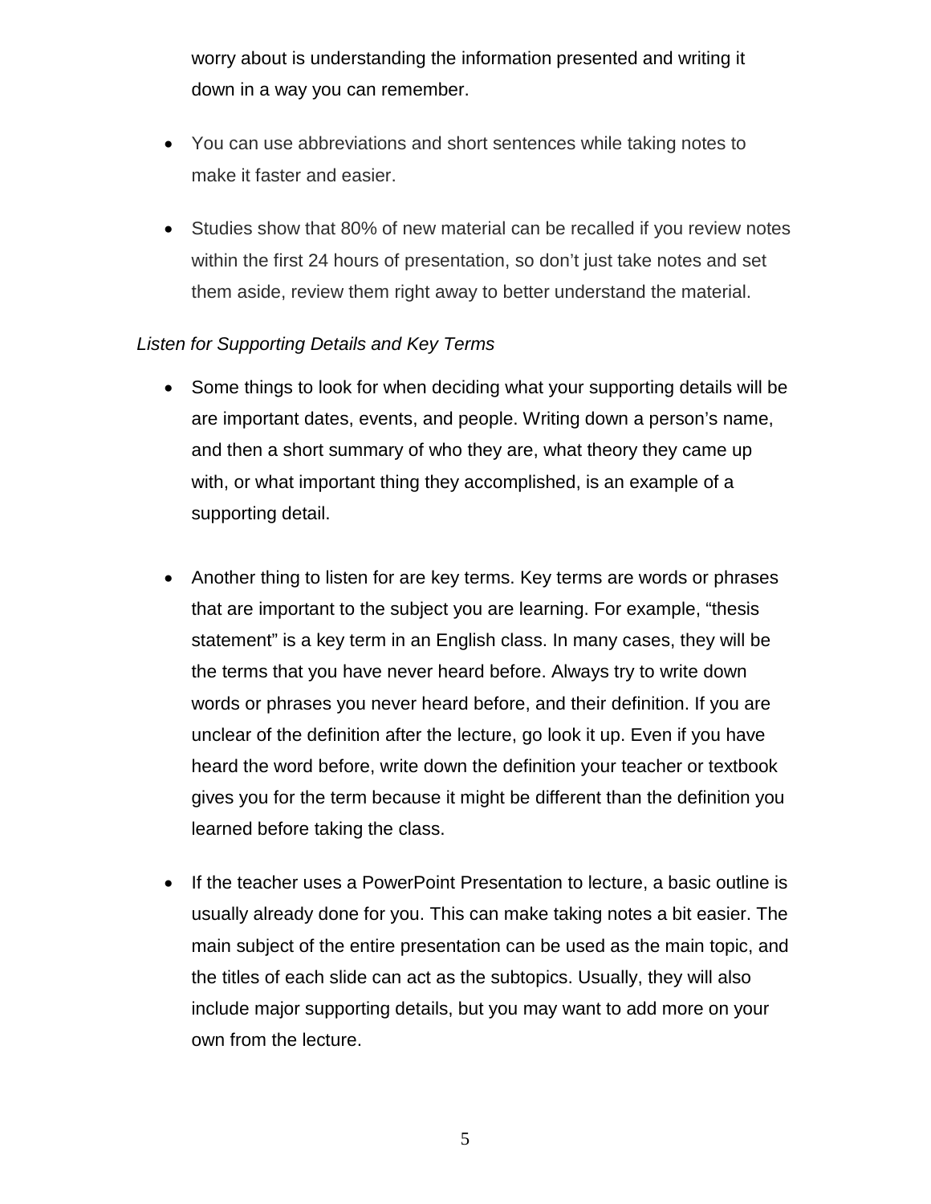worry about is understanding the information presented and writing it down in a way you can remember.

- You can use abbreviations and short sentences while taking notes to make it faster and easier.
- Studies show that 80% of new material can be recalled if you review notes within the first 24 hours of presentation, so don't just take notes and set them aside, review them right away to better understand the material.

*Listen for Supporting Details and Key Terms*

- Some things to look for when deciding what your supporting details will be are important dates, events, and people. Writing down a person's name, and then a short summary of who they are, what theory they came up with, or what important thing they accomplished, is an example of a supporting detail.
- Another thing to listen for are key terms. Key terms are words or phrases that are important to the subject you are learning. For example, "thesis statement" is a key term in an English class. In many cases, they will be the terms that you have never heard before. Always try to write down words or phrases you never heard before, and their definition. If you are unclear of the definition after the lecture, go look it up. Even if you have heard the word before, write down the definition your teacher or textbook gives you for the term because it might be different than the definition you learned before taking the class.
- If the teacher uses a PowerPoint Presentation to lecture, a basic outline is usually already done for you. This can make taking notes a bit easier. The main subject of the entire presentation can be used as the main topic, and the titles of each slide can act as the subtopics. Usually, they will also include major supporting details, but you may want to add more on your own from the lecture.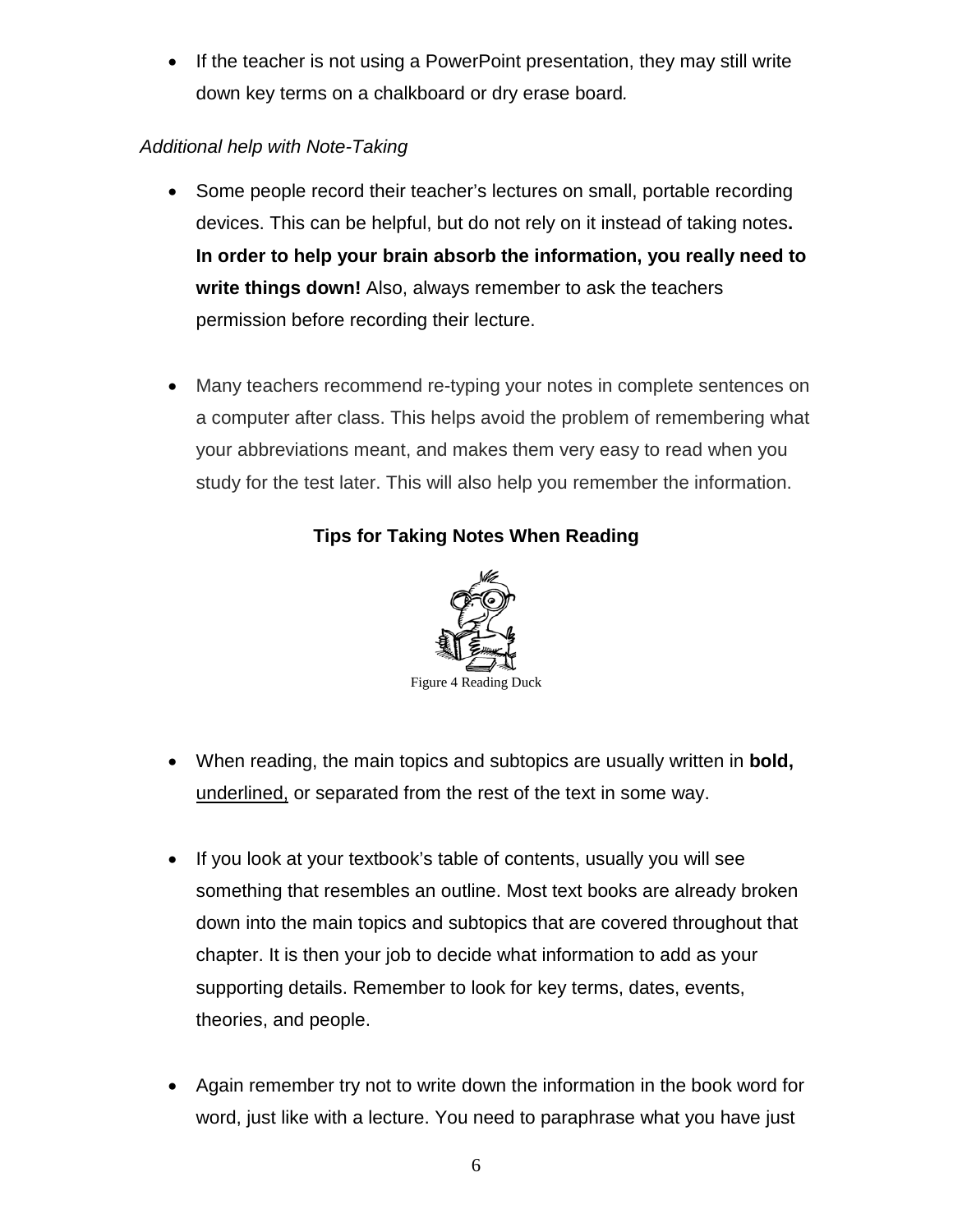- If the teacher is not using a PowerPoint presentation, they may still write down key terms on a chalkboard or dry erase board.

*Additional help with Note-Taking*

- Some people record their teacher's lectures on small, portable recording devices. This can be helpful, but do not rely on it instead of taking notes**. In order to help your brain absorb the information, you really need to write things down!** Also, always remember to ask the teachers permission before recording their lecture.

- Many teachers recommend re-typing your notes in complete sentences on a computer after class. This helps avoid the problem of remembering what your abbreviations meant, and makes them very easy to read when you study for the test later. This will also help you remember the information.

### Tips for Taking Notes When Reading

Figure 4 Reading Duck

- When reading, the main topics and subtopics are usually written in **bold,** <u>underlined,</u> or separated from the rest of the text in some way.

- If you look at your textbook's table of contents, usually you will see something that resembles an outline. Most text books are already broken down into the main topics and subtopics that are covered throughout that chapter. It is then your job to decide what information to add as your supporting details. Remember to look for key terms, dates, events, theories, and people.

- Again remember try not to write down the information in the book word for word, just like with a lecture. You need to paraphrase what you have just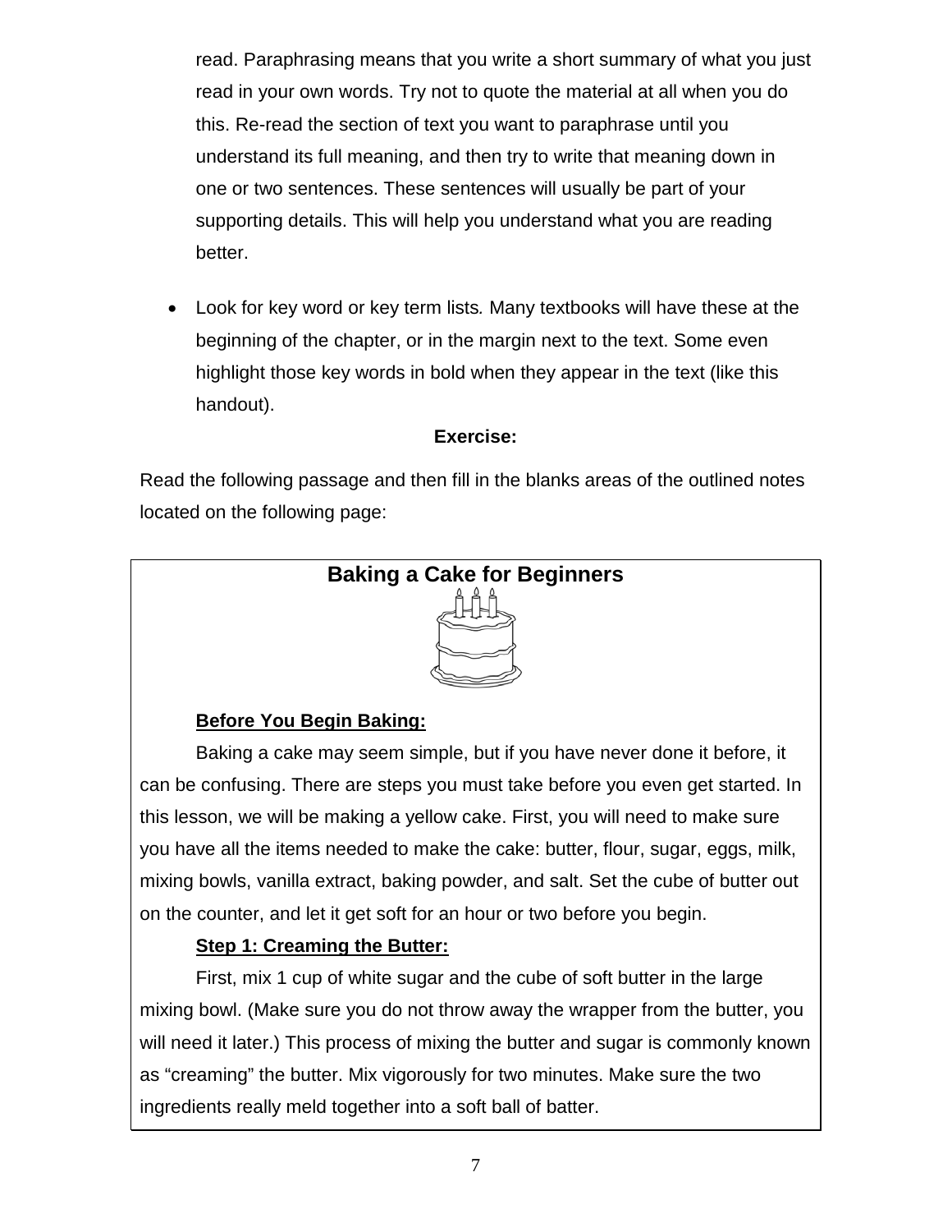read. Paraphrasing means that you write a short summary of what you just read in your own words. Try not to quote the material at all when you do this. Re-read the section of text you want to paraphrase until you understand its full meaning, and then try to write that meaning down in one or two sentences. These sentences will usually be part of your supporting details. This will help you understand what you are reading better.

- Look for key word or key term lists. Many textbooks will have these at the beginning of the chapter, or in the margin next to the text. Some even highlight those key words in bold when they appear in the text (like this handout).

**Exercise:**

Read the following passage and then fill in the blanks areas of the outlined notes located on the following page:

## Baking a Cake for Beginners

**Before You Begin Baking:**

Baking a cake may seem simple, but if you have never done it before, it can be confusing. There are steps you must take before you even get started. In this lesson, we will be making a yellow cake. First, you will need to make sure you have all the items needed to make the cake: butter, flour, sugar, eggs, milk, mixing bowls, vanilla extract, baking powder, and salt. Set the cube of butter out on the counter, and let it get soft for an hour or two before you begin.

**Step 1: Creaming the Butter:**

First, mix 1 cup of white sugar and the cube of soft butter in the large mixing bowl. (Make sure you do not throw away the wrapper from the butter, you will need it later.) This process of mixing the butter and sugar is commonly known as "creaming" the butter. Mix vigorously for two minutes. Make sure the two ingredients really meld together into a soft ball of batter.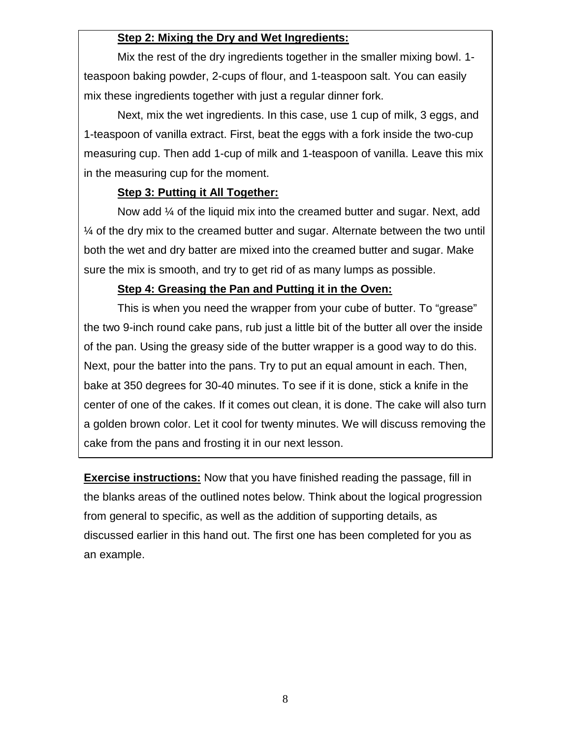**Step 2: Mixing the Dry and Wet Ingredients:**

Mix the rest of the dry ingredients together in the smaller mixing bowl. 1-teaspoon baking powder, 2-cups of flour, and 1-teaspoon salt. You can easily mix these ingredients together with just a regular dinner fork.

Next, mix the wet ingredients. In this case, use 1 cup of milk, 3 eggs, and 1-teaspoon of vanilla extract. First, beat the eggs with a fork inside the two-cup measuring cup. Then add 1-cup of milk and 1-teaspoon of vanilla. Leave this mix in the measuring cup for the moment.

**Step 3: Putting it All Together:**

Now add ¼ of the liquid mix into the creamed butter and sugar. Next, add ¼ of the dry mix to the creamed butter and sugar. Alternate between the two until both the wet and dry batter are mixed into the creamed butter and sugar. Make sure the mix is smooth, and try to get rid of as many lumps as possible.

**Step 4: Greasing the Pan and Putting it in the Oven:**

This is when you need the wrapper from your cube of butter. To "grease" the two 9-inch round cake pans, rub just a little bit of the butter all over the inside of the pan. Using the greasy side of the butter wrapper is a good way to do this. Next, pour the batter into the pans. Try to put an equal amount in each. Then, bake at 350 degrees for 30-40 minutes. To see if it is done, stick a knife in the center of one of the cakes. If it comes out clean, it is done. The cake will also turn a golden brown color. Let it cool for twenty minutes. We will discuss removing the cake from the pans and frosting it in our next lesson.

**Exercise instructions:** Now that you have finished reading the passage, fill in the blanks areas of the outlined notes below. Think about the logical progression from general to specific, as well as the addition of supporting details, as discussed earlier in this hand out. The first one has been completed for you as an example.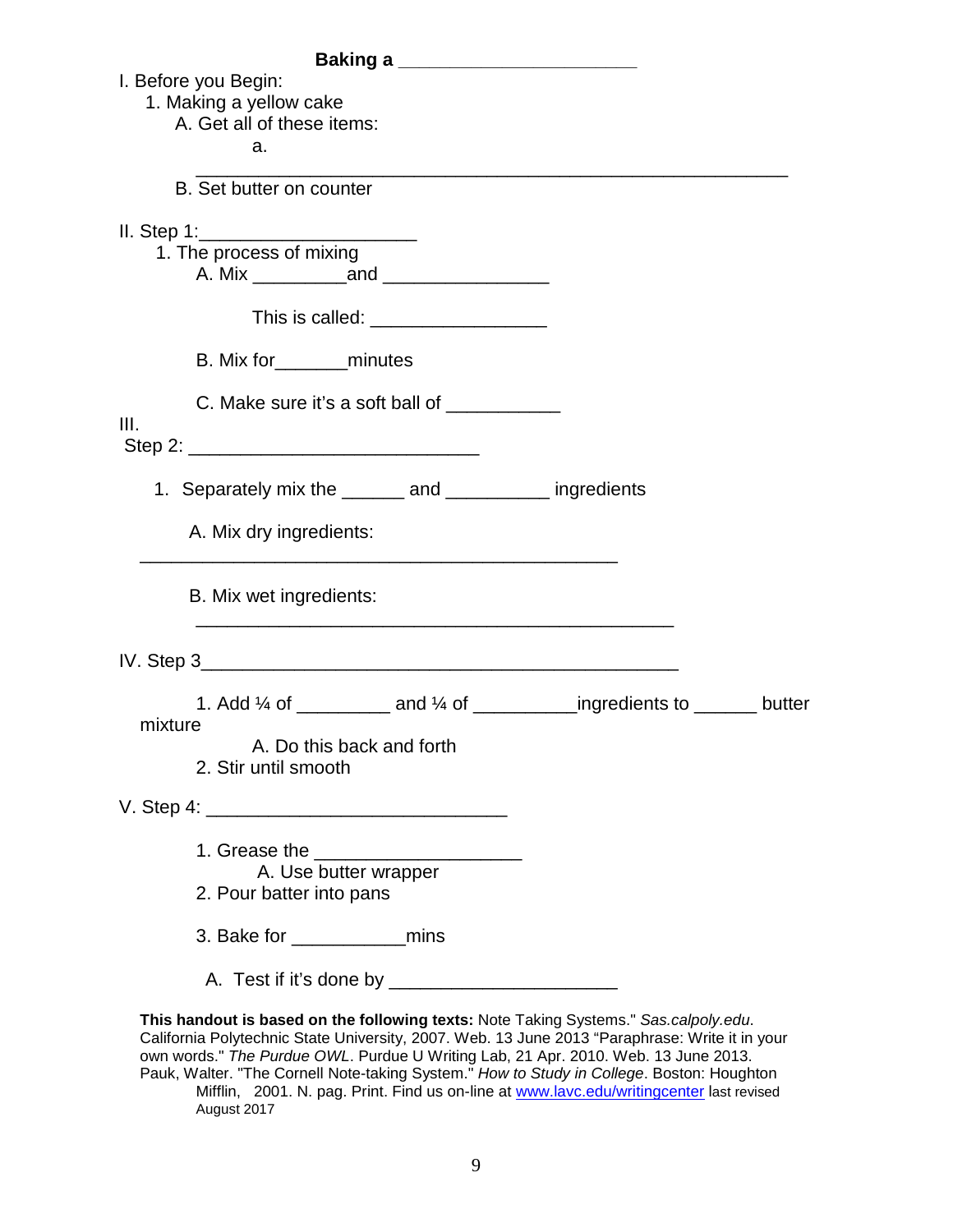**Baking a \_\_\_\_\_\_\_\_\_\_\_\_\_\_\_\_\_\_\_\_\_\_\_\_**

I. Before you Begin:

1. Making a yellow cake
   - A. Get all of these items:
     - a. \_\_\_\_\_\_\_\_\_\_\_\_\_\_\_\_\_\_\_\_\_\_\_\_\_\_\_\_\_\_\_\_\_\_\_\_\_\_\_\_\_\_\_\_\_\_\_\_\_\_\_\_\_\_\_\_\_\_\_\_
   - B. Set butter on counter

II. Step 1:\_\_\_\_\_\_\_\_\_\_\_\_\_\_\_\_\_\_\_\_\_\_

1. The process of mixing
   - A. Mix \_\_\_\_\_\_\_\_\_\_and \_\_\_\_\_\_\_\_\_\_\_\_\_\_\_\_\_

     This is called: \_\_\_\_\_\_\_\_\_\_\_\_\_\_\_\_\_\_

   - B. Mix for\_\_\_\_\_\_\_minutes
   - C. Make sure it's a soft ball of \_\_\_\_\_\_\_\_\_\_\_

III. Step 2: \_\_\_\_\_\_\_\_\_\_\_\_\_\_\_\_\_\_\_\_\_\_\_\_\_\_\_\_\_\_

1. Separately mix the \_\_\_\_\_\_ and \_\_\_\_\_\_\_\_\_\_ ingredients
   - A. Mix dry ingredients: \_\_\_\_\_\_\_\_\_\_\_\_\_\_\_\_\_\_\_\_\_\_\_\_\_\_\_\_\_\_\_\_\_\_\_\_\_\_\_\_\_\_\_\_\_\_\_\_
   - B. Mix wet ingredients: \_\_\_\_\_\_\_\_\_\_\_\_\_\_\_\_\_\_\_\_\_\_\_\_\_\_\_\_\_\_\_\_\_\_\_\_\_\_\_\_\_\_\_\_\_\_\_\_

IV. Step 3\_\_\_\_\_\_\_\_\_\_\_\_\_\_\_\_\_\_\_\_\_\_\_\_\_\_\_\_\_\_\_\_\_\_\_\_\_\_\_\_\_\_\_\_\_\_\_\_\_

1. Add ¼ of \_\_\_\_\_\_\_\_\_\_ and ¼ of \_\_\_\_\_\_\_\_\_\_ingredients to \_\_\_\_\_\_ butter mixture
   - A. Do this back and forth
2. Stir until smooth

V. Step 4: \_\_\_\_\_\_\_\_\_\_\_\_\_\_\_\_\_\_\_\_\_\_\_\_\_\_\_\_\_\_\_

1. Grease the \_\_\_\_\_\_\_\_\_\_\_\_\_\_\_\_\_\_\_\_\_
   - A. Use butter wrapper
2. Pour batter into pans
3. Bake for \_\_\_\_\_\_\_\_\_\_\_mins
   - A. Test if it's done by \_\_\_\_\_\_\_\_\_\_\_\_\_\_\_\_\_\_\_\_\_\_\_

**This handout is based on the following texts:** Note Taking Systems." *Sas.calpoly.edu*. California Polytechnic State University, 2007. Web. 13 June 2013 "Paraphrase: Write it in your own words." *The Purdue OWL*. Purdue U Writing Lab, 21 Apr. 2010. Web. 13 June 2013. Pauk, Walter. "The Cornell Note-taking System." *How to Study in College*. Boston: Houghton Mifflin, 2001. N. pag. Print. Find us on-line at [www.lavc.edu/writingcenter](http://www.lavc.edu/writingcenter) last revised August 2017